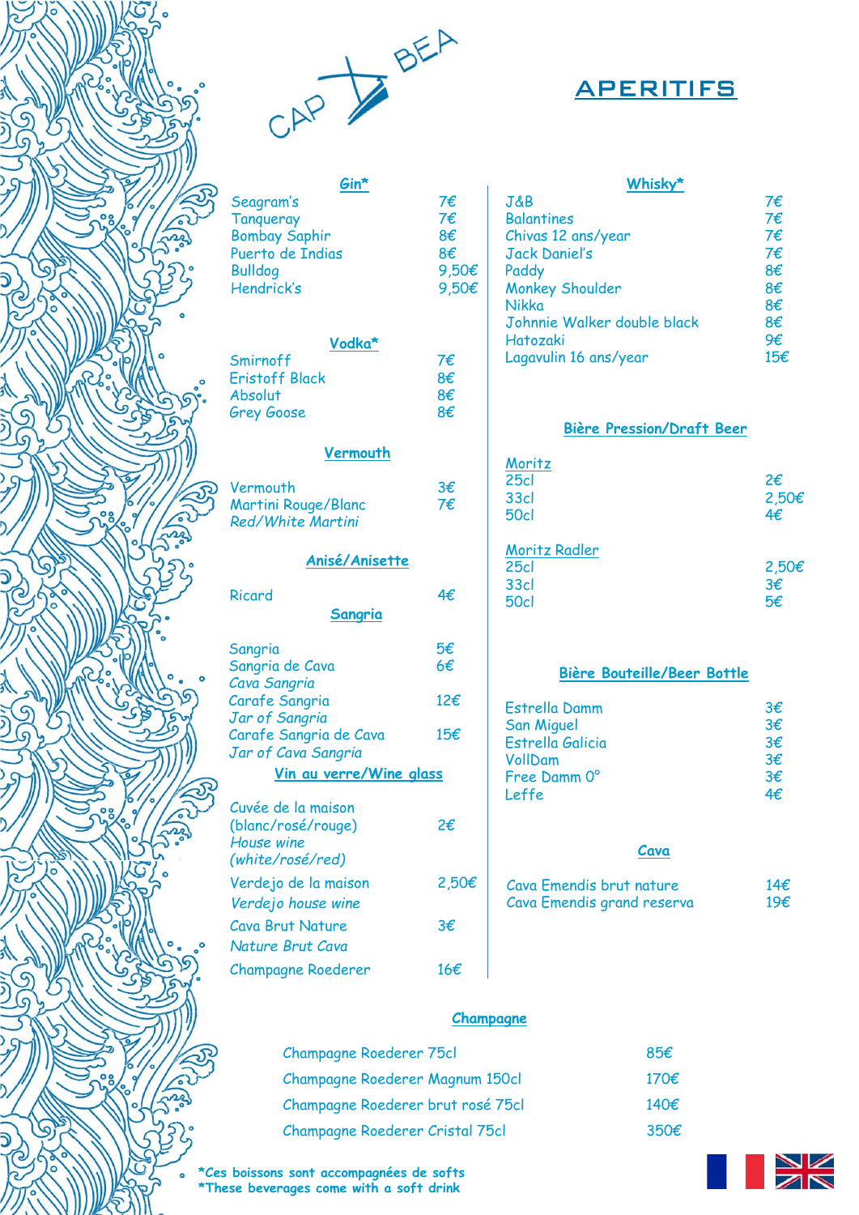CAP BEA

# APERITIFS

## Gin*

| | |
|---|---|
| Seagram's | 7€ |
| Tanqueray | 7€ |
| Bombay Saphir | 8€ |
| Puerto de Indias | 8€ |
| Bulldog | 9,50€ |
| Hendrick's | 9,50€ |

## Vodka*

| | |
|---|---|
| Smirnoff | 7€ |
| Eristoff Black | 8€ |
| Absolut | 8€ |
| Grey Goose | 8€ |

## Vermouth

| | |
|---|---|
| Vermouth | 3€ |
| Martini Rouge/Blanc<br>*Red/White Martini* | 7€ |

## Anisé/Anisette

| | |
|---|---|
| Ricard | 4€ |

## Sangria

| | |
|---|---|
| Sangria | 5€ |
| Sangria de Cava<br>*Cava Sangria* | 6€ |
| Carafe Sangria<br>*Jar of Sangria* | 12€ |
| Carafe Sangria de Cava<br>*Jar of Cava Sangria* | 15€ |

## Vin au verre/Wine glass

| | |
|---|---|
| Cuvée de la maison (blanc/rosé/rouge)<br>*House wine (white/rosé/red)* | 2€ |
| Verdejo de la maison<br>*Verdejo house wine* | 2,50€ |
| Cava Brut Nature<br>*Nature Brut Cava* | 3€ |
| Champagne Roederer | 16€ |

## Whisky*

| | |
|---|---|
| J&B | 7€ |
| Balantines | 7€ |
| Chivas 12 ans/year | 7€ |
| Jack Daniel's | 7€ |
| Paddy | 8€ |
| Monkey Shoulder | 8€ |
| Nikka | 8€ |
| Johnnie Walker double black | 8€ |
| Hatozaki | 9€ |
| Lagavulin 16 ans/year | 15€ |

## Bière Pression/Draft Beer

**Moritz**

| | |
|---|---|
| 25cl | 2€ |
| 33cl | 2,50€ |
| 50cl | 4€ |

**Moritz Radler**

| | |
|---|---|
| 25cl | 2,50€ |
| 33cl | 3€ |
| 50cl | 5€ |

## Bière Bouteille/Beer Bottle

| | |
|---|---|
| Estrella Damm | 3€ |
| San Miguel | 3€ |
| Estrella Galicia | 3€ |
| VollDam | 3€ |
| Free Damm 0° | 3€ |
| Leffe | 4€ |

## Cava

| | |
|---|---|
| Cava Emendis brut nature | 14€ |
| Cava Emendis grand reserva | 19€ |

## Champagne

| | |
|---|---|
| Champagne Roederer 75cl | 85€ |
| Champagne Roederer Magnum 150cl | 170€ |
| Champagne Roederer brut rosé 75cl | 140€ |
| Champagne Roederer Cristal 75cl | 350€ |

*Ces boissons sont accompagnées de softs
*These beverages come with a soft drink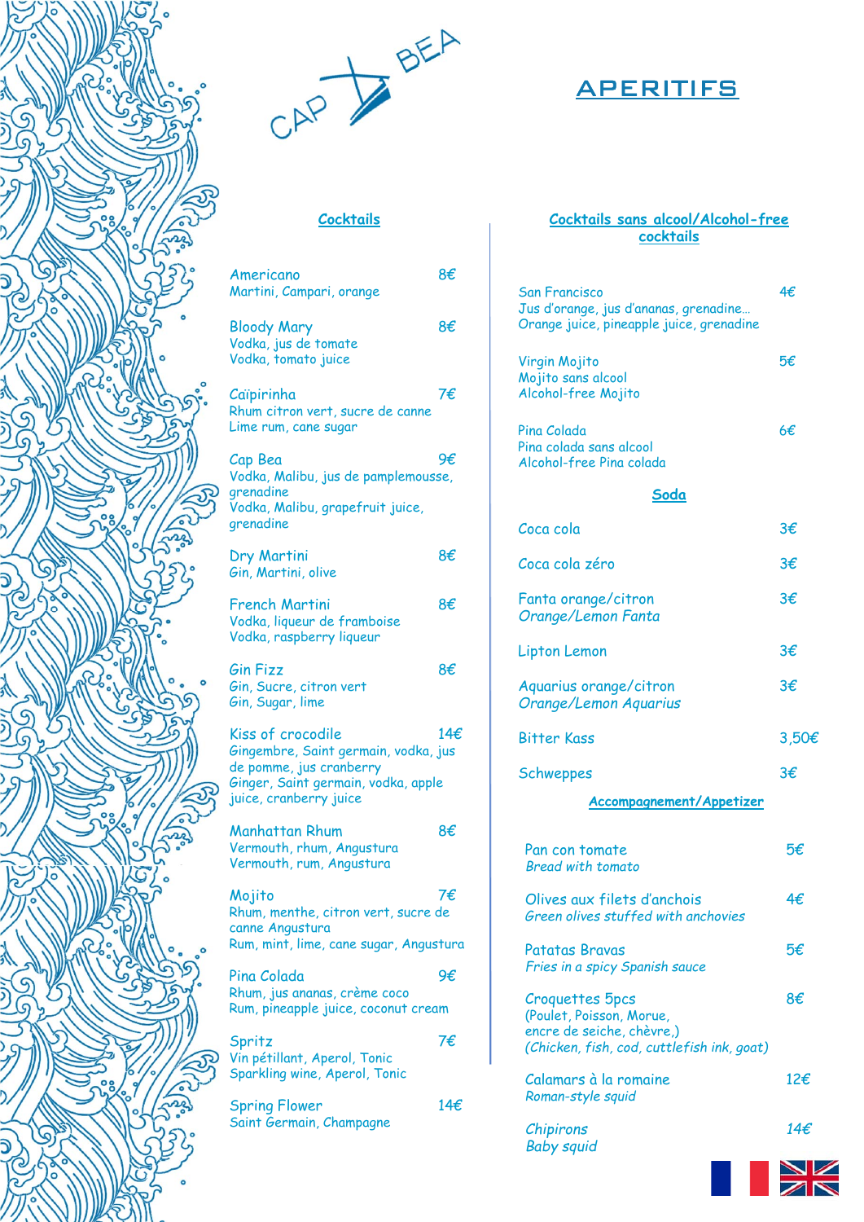CAP BEA

# APERITIFS

## Cocktails

Americano — 8€
Martini, Campari, orange

Bloody Mary — 8€
Vodka, jus de tomate
Vodka, tomato juice

Caïpirinha — 7€
Rhum citron vert, sucre de canne
Lime rum, cane sugar

Cap Bea — 9€
Vodka, Malibu, jus de pamplemousse, grenadine
Vodka, Malibu, grapefruit juice, grenadine

Dry Martini — 8€
Gin, Martini, olive

French Martini — 8€
Vodka, liqueur de framboise
Vodka, raspberry liqueur

Gin Fizz — 8€
Gin, Sucre, citron vert
Gin, Sugar, lime

Kiss of crocodile — 14€
Gingembre, Saint germain, vodka, jus de pomme, jus cranberry
Ginger, Saint germain, vodka, apple juice, cranberry juice

Manhattan Rhum — 8€
Vermouth, rhum, Angustura
Vermouth, rum, Angustura

Mojito — 7€
Rhum, menthe, citron vert, sucre de canne Angustura
Rum, mint, lime, cane sugar, Angustura

Pina Colada — 9€
Rhum, jus ananas, crème coco
Rum, pineapple juice, coconut cream

Spritz — 7€
Vin pétillant, Aperol, Tonic
Sparkling wine, Aperol, Tonic

Spring Flower — 14€
Saint Germain, Champagne

## Cocktails sans alcool/Alcohol-free cocktails

San Francisco — 4€
Jus d'orange, jus d'ananas, grenadine…
Orange juice, pineapple juice, grenadine

Virgin Mojito — 5€
Mojito sans alcool
Alcohol-free Mojito

Pina Colada — 6€
Pina colada sans alcool
Alcohol-free Pina colada

## Soda

Coca cola — 3€

Coca cola zéro — 3€

Fanta orange/citron — 3€
*Orange/Lemon Fanta*

Lipton Lemon — 3€

Aquarius orange/citron — 3€
*Orange/Lemon Aquarius*

Bitter Kass — 3,50€

Schweppes — 3€

## Accompagnement/Appetizer

Pan con tomate — 5€
*Bread with tomato*

Olives aux filets d'anchois — 4€
*Green olives stuffed with anchovies*

Patatas Bravas — 5€
*Fries in a spicy Spanish sauce*

Croquettes 5pcs — 8€
(Poulet, Poisson, Morue, encre de seiche, chèvre,)
*(Chicken, fish, cod, cuttlefish ink, goat)*

Calamars à la romaine — 12€
*Roman-style squid*

*Chipirons* — *14€*
*Baby squid*